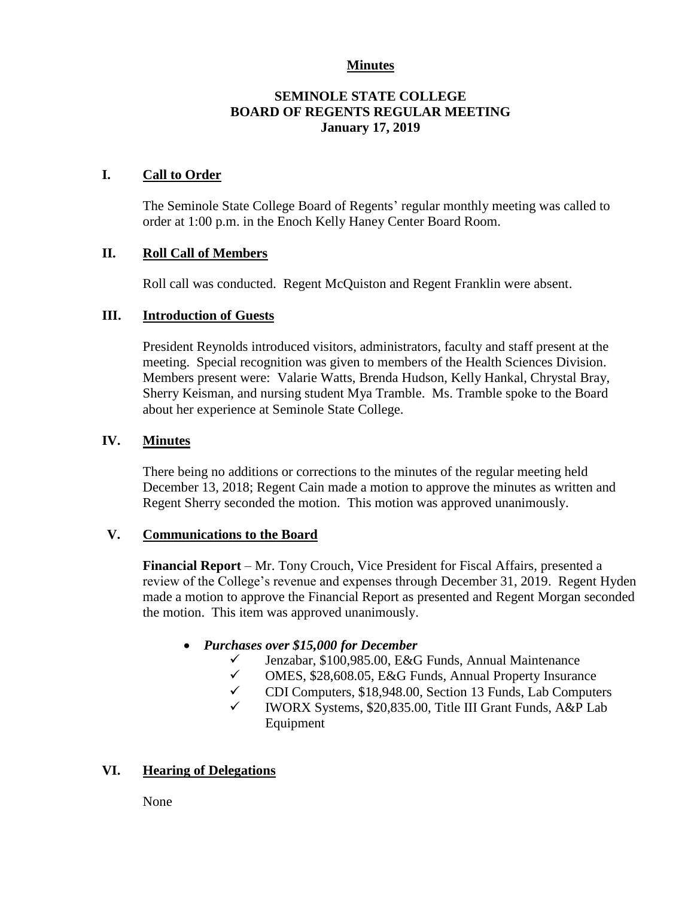**Minutes**

# SEMINOLE STATE COLLEGE
# BOARD OF REGENTS REGULAR MEETING
## January 17, 2019

## I. Call to Order

The Seminole State College Board of Regents' regular monthly meeting was called to order at 1:00 p.m. in the Enoch Kelly Haney Center Board Room.

## II. Roll Call of Members

Roll call was conducted. Regent McQuiston and Regent Franklin were absent.

## III. Introduction of Guests

President Reynolds introduced visitors, administrators, faculty and staff present at the meeting. Special recognition was given to members of the Health Sciences Division. Members present were: Valarie Watts, Brenda Hudson, Kelly Hankal, Chrystal Bray, Sherry Keisman, and nursing student Mya Tramble. Ms. Tramble spoke to the Board about her experience at Seminole State College.

## IV. Minutes

There being no additions or corrections to the minutes of the regular meeting held December 13, 2018; Regent Cain made a motion to approve the minutes as written and Regent Sherry seconded the motion. This motion was approved unanimously.

## V. Communications to the Board

**Financial Report** – Mr. Tony Crouch, Vice President for Fiscal Affairs, presented a review of the College's revenue and expenses through December 31, 2019. Regent Hyden made a motion to approve the Financial Report as presented and Regent Morgan seconded the motion. This item was approved unanimously.

- ***Purchases over $15,000 for December***
  - ✓ Jenzabar, $100,985.00, E&G Funds, Annual Maintenance
  - ✓ OMES, $28,608.05, E&G Funds, Annual Property Insurance
  - ✓ CDI Computers, $18,948.00, Section 13 Funds, Lab Computers
  - ✓ IWORX Systems, $20,835.00, Title III Grant Funds, A&P Lab Equipment

## VI. Hearing of Delegations

None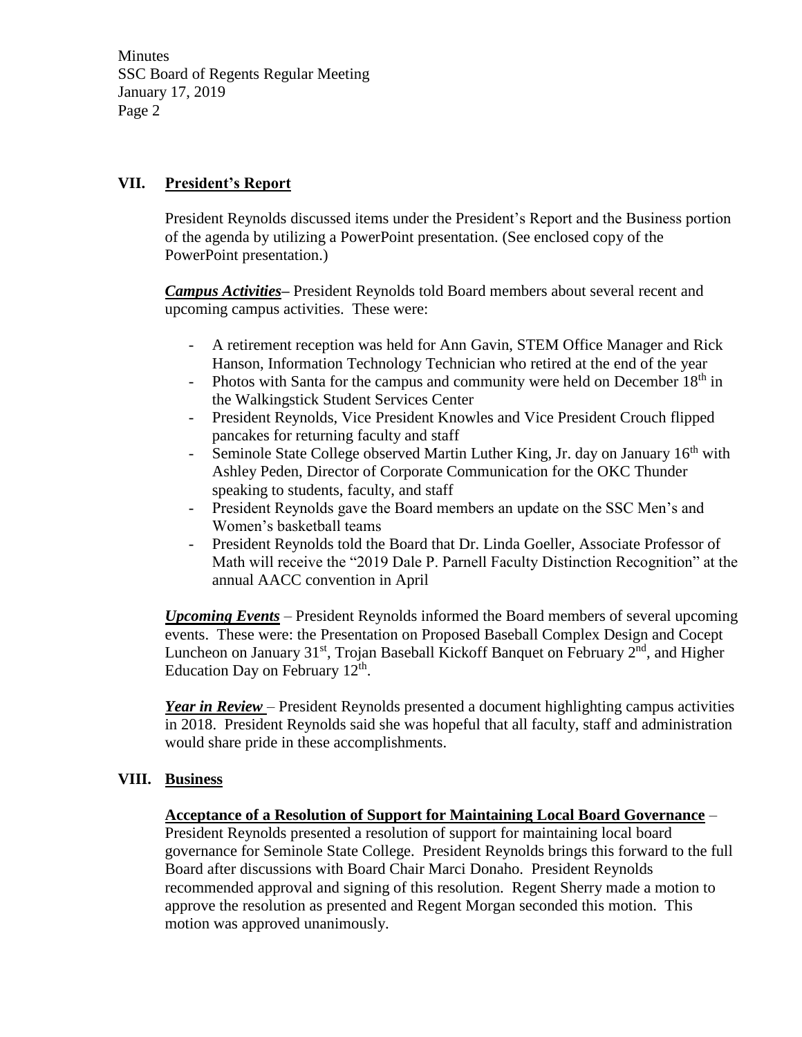## VII. President's Report

President Reynolds discussed items under the President's Report and the Business portion of the agenda by utilizing a PowerPoint presentation. (See enclosed copy of the PowerPoint presentation.)

***Campus Activities*–** President Reynolds told Board members about several recent and upcoming campus activities. These were:

- A retirement reception was held for Ann Gavin, STEM Office Manager and Rick Hanson, Information Technology Technician who retired at the end of the year
- Photos with Santa for the campus and community were held on December 18th in the Walkingstick Student Services Center
- President Reynolds, Vice President Knowles and Vice President Crouch flipped pancakes for returning faculty and staff
- Seminole State College observed Martin Luther King, Jr. day on January 16th with Ashley Peden, Director of Corporate Communication for the OKC Thunder speaking to students, faculty, and staff
- President Reynolds gave the Board members an update on the SSC Men's and Women's basketball teams
- President Reynolds told the Board that Dr. Linda Goeller, Associate Professor of Math will receive the "2019 Dale P. Parnell Faculty Distinction Recognition" at the annual AACC convention in April

***Upcoming Events*** – President Reynolds informed the Board members of several upcoming events. These were: the Presentation on Proposed Baseball Complex Design and Cocept Luncheon on January 31st, Trojan Baseball Kickoff Banquet on February 2nd, and Higher Education Day on February 12th.

***Year in Review*** – President Reynolds presented a document highlighting campus activities in 2018. President Reynolds said she was hopeful that all faculty, staff and administration would share pride in these accomplishments.

## VIII. Business

**Acceptance of a Resolution of Support for Maintaining Local Board Governance** – President Reynolds presented a resolution of support for maintaining local board governance for Seminole State College. President Reynolds brings this forward to the full Board after discussions with Board Chair Marci Donaho. President Reynolds recommended approval and signing of this resolution. Regent Sherry made a motion to approve the resolution as presented and Regent Morgan seconded this motion. This motion was approved unanimously.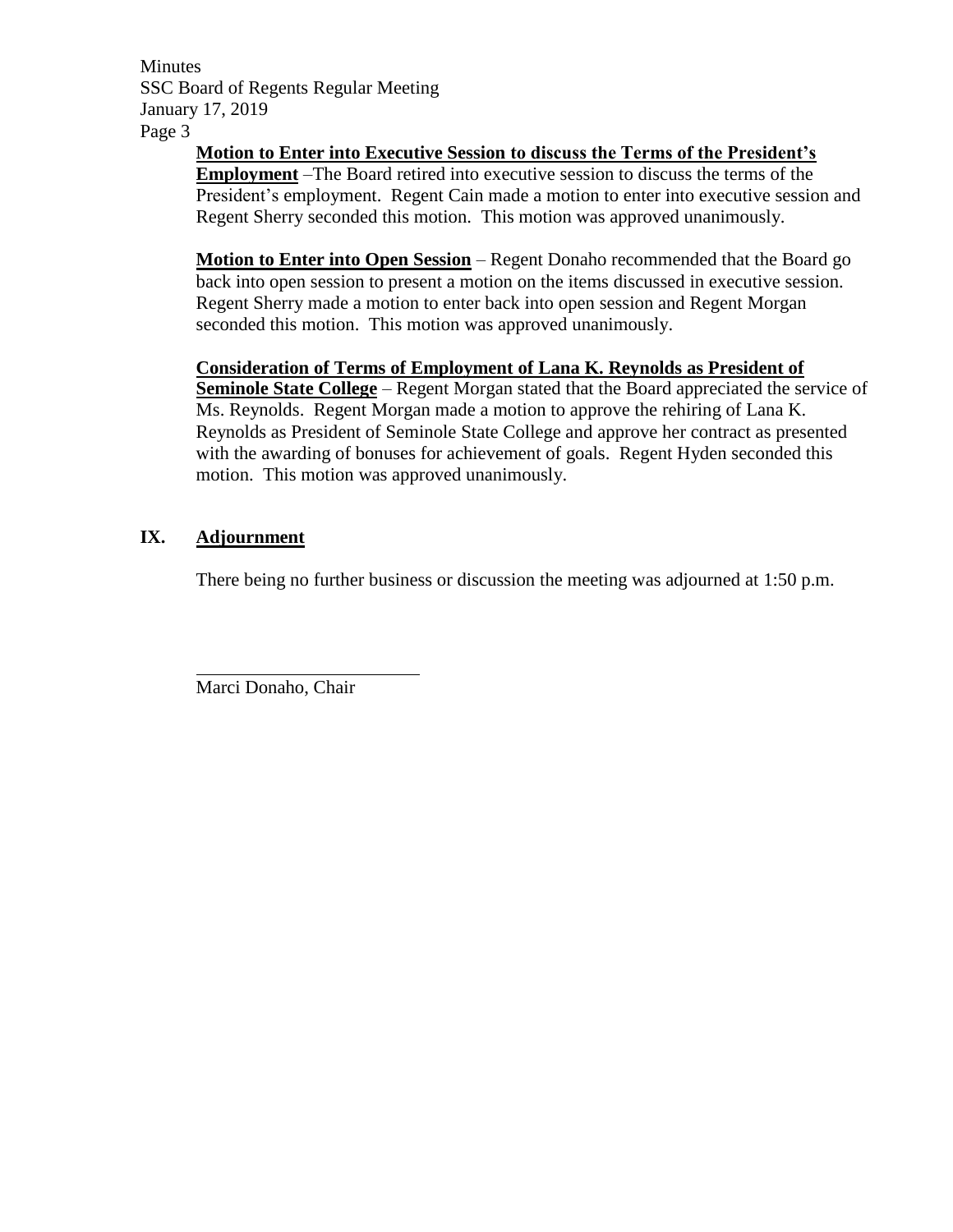**Motion to Enter into Executive Session to discuss the Terms of the President's Employment** –The Board retired into executive session to discuss the terms of the President's employment. Regent Cain made a motion to enter into executive session and Regent Sherry seconded this motion. This motion was approved unanimously.

**Motion to Enter into Open Session** – Regent Donaho recommended that the Board go back into open session to present a motion on the items discussed in executive session. Regent Sherry made a motion to enter back into open session and Regent Morgan seconded this motion. This motion was approved unanimously.

**Consideration of Terms of Employment of Lana K. Reynolds as President of Seminole State College** – Regent Morgan stated that the Board appreciated the service of Ms. Reynolds. Regent Morgan made a motion to approve the rehiring of Lana K. Reynolds as President of Seminole State College and approve her contract as presented with the awarding of bonuses for achievement of goals. Regent Hyden seconded this motion. This motion was approved unanimously.

## IX. Adjournment

There being no further business or discussion the meeting was adjourned at 1:50 p.m.

Marci Donaho, Chair